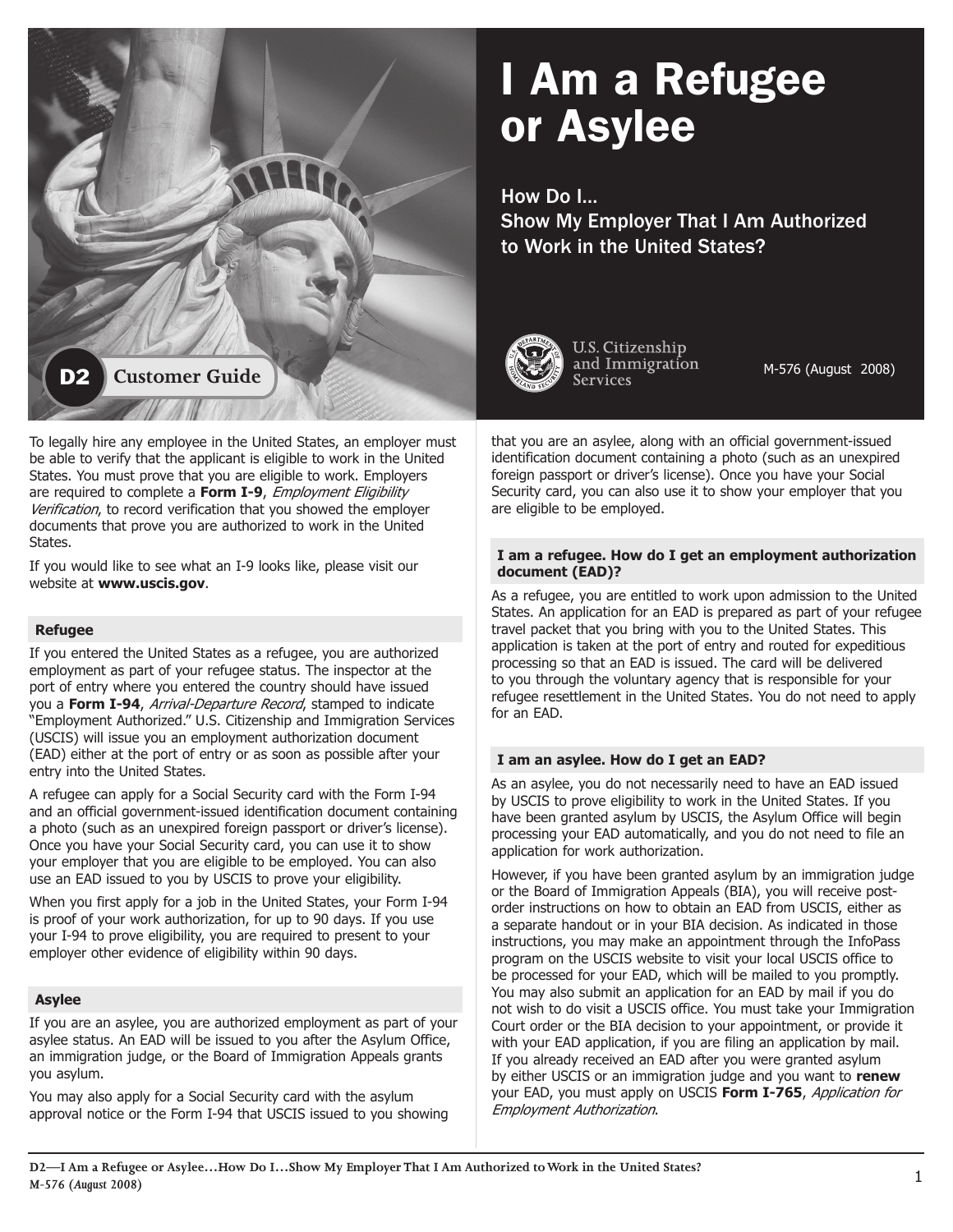# I Am a Refugee or Asylee

## How Do I… Show My Employer That I Am Authorized to Work in the United States?

D2 Customer Guide

U.S. Citizenship and Immigration Services

M-576 (August 2008)

To legally hire any employee in the United States, an employer must be able to verify that the applicant is eligible to work in the United States. You must prove that you are eligible to work. Employers are required to complete a **Form I-9**, *Employment Eligibility Verification*, to record verification that you showed the employer documents that prove you are authorized to work in the United States.

If you would like to see what an I-9 looks like, please visit our website at **www.uscis.gov**.

### Refugee

If you entered the United States as a refugee, you are authorized employment as part of your refugee status. The inspector at the port of entry where you entered the country should have issued you a **Form I-94**, *Arrival-Departure Record*, stamped to indicate "Employment Authorized." U.S. Citizenship and Immigration Services (USCIS) will issue you an employment authorization document (EAD) either at the port of entry or as soon as possible after your entry into the United States.

A refugee can apply for a Social Security card with the Form I-94 and an official government-issued identification document containing a photo (such as an unexpired foreign passport or driver's license). Once you have your Social Security card, you can use it to show your employer that you are eligible to be employed. You can also use an EAD issued to you by USCIS to prove your eligibility.

When you first apply for a job in the United States, your Form I-94 is proof of your work authorization, for up to 90 days. If you use your I-94 to prove eligibility, you are required to present to your employer other evidence of eligibility within 90 days.

### Asylee

If you are an asylee, you are authorized employment as part of your asylee status. An EAD will be issued to you after the Asylum Office, an immigration judge, or the Board of Immigration Appeals grants you asylum.

You may also apply for a Social Security card with the asylum approval notice or the Form I-94 that USCIS issued to you showing that you are an asylee, along with an official government-issued identification document containing a photo (such as an unexpired foreign passport or driver's license). Once you have your Social Security card, you can also use it to show your employer that you are eligible to be employed.

### I am a refugee. How do I get an employment authorization document (EAD)?

As a refugee, you are entitled to work upon admission to the United States. An application for an EAD is prepared as part of your refugee travel packet that you bring with you to the United States. This application is taken at the port of entry and routed for expeditious processing so that an EAD is issued. The card will be delivered to you through the voluntary agency that is responsible for your refugee resettlement in the United States. You do not need to apply for an EAD.

### I am an asylee. How do I get an EAD?

As an asylee, you do not necessarily need to have an EAD issued by USCIS to prove eligibility to work in the United States. If you have been granted asylum by USCIS, the Asylum Office will begin processing your EAD automatically, and you do not need to file an application for work authorization.

However, if you have been granted asylum by an immigration judge or the Board of Immigration Appeals (BIA), you will receive post-order instructions on how to obtain an EAD from USCIS, either as a separate handout or in your BIA decision. As indicated in those instructions, you may make an appointment through the InfoPass program on the USCIS website to visit your local USCIS office to be processed for your EAD, which will be mailed to you promptly. You may also submit an application for an EAD by mail if you do not wish to do visit a USCIS office. You must take your Immigration Court order or the BIA decision to your appointment, or provide it with your EAD application, if you are filing an application by mail. If you already received an EAD after you were granted asylum by either USCIS or an immigration judge and you want to **renew** your EAD, you must apply on USCIS **Form I-765**, *Application for Employment Authorization*.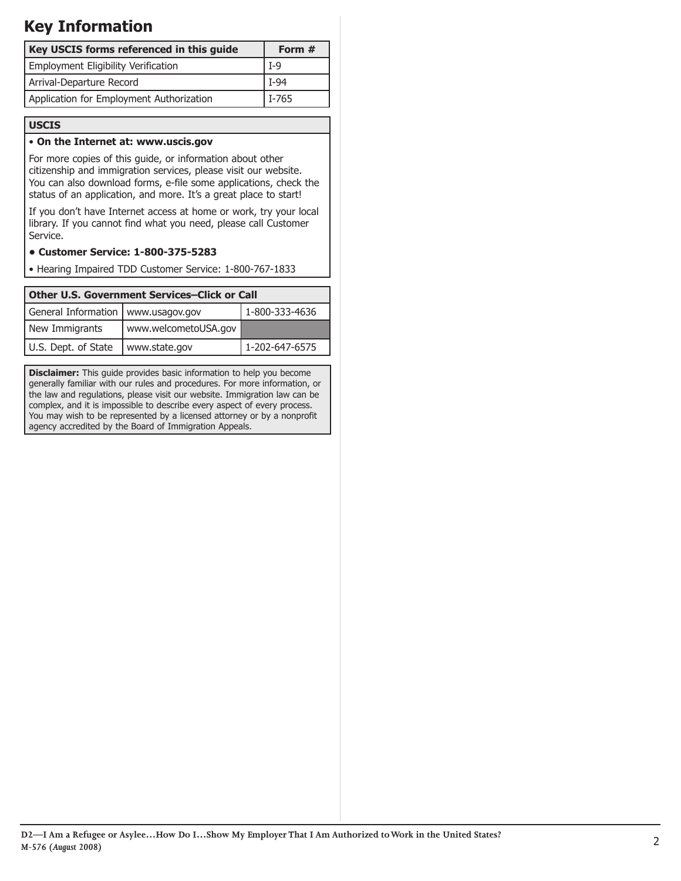# Key Information

| Key USCIS forms referenced in this guide | Form # |
|---|---|
| Employment Eligibility Verification | I-9 |
| Arrival-Departure Record | I-94 |
| Application for Employment Authorization | I-765 |

**USCIS**

- **On the Internet at: www.uscis.gov**

For more copies of this guide, or information about other citizenship and immigration services, please visit our website. You can also download forms, e-file some applications, check the status of an application, and more. It's a great place to start!

If you don't have Internet access at home or work, try your local library. If you cannot find what you need, please call Customer Service.

- **Customer Service: 1-800-375-5283**
- Hearing Impaired TDD Customer Service: 1-800-767-1833

| Other U.S. Government Services–Click or Call | | |
|---|---|---|
| General Information | www.usagov.gov | 1-800-333-4636 |
| New Immigrants | www.welcometoUSA.gov | |
| U.S. Dept. of State | www.state.gov | 1-202-647-6575 |

**Disclaimer:** This guide provides basic information to help you become generally familiar with our rules and procedures. For more information, or the law and regulations, please visit our website. Immigration law can be complex, and it is impossible to describe every aspect of every process. You may wish to be represented by a licensed attorney or by a nonprofit agency accredited by the Board of Immigration Appeals.